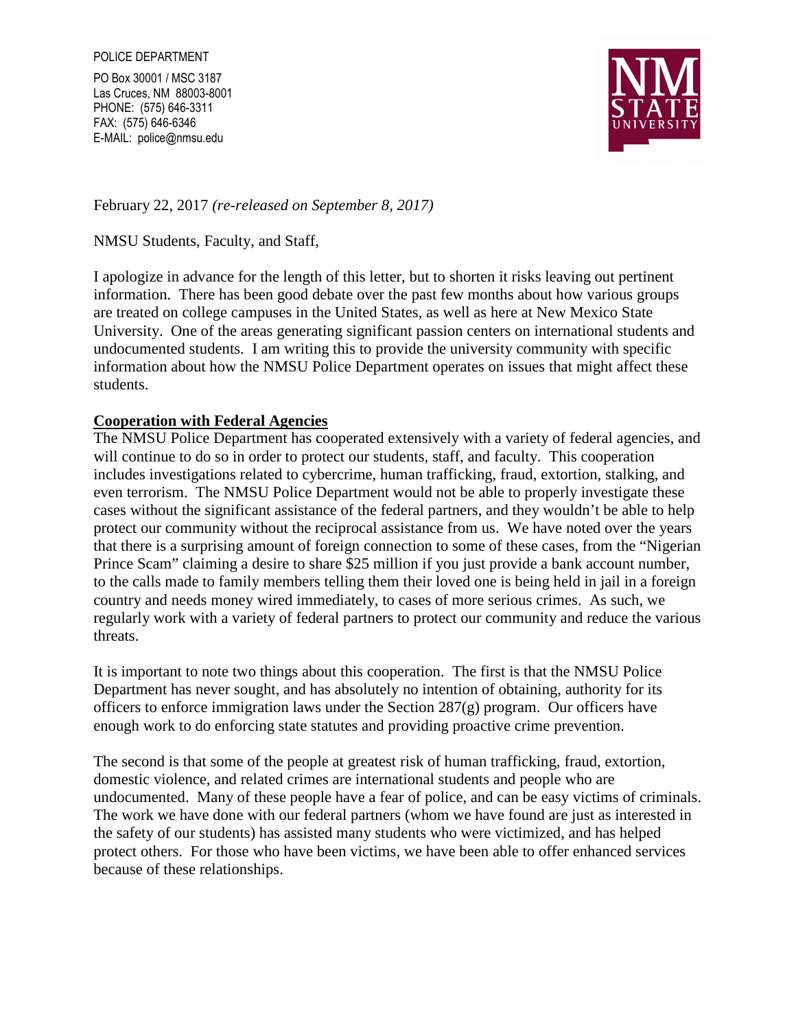POLICE DEPARTMENT

PO Box 30001 / MSC 3187
Las Cruces, NM 88003-8001
PHONE: (575) 646-3311
FAX: (575) 646-6346
E-MAIL: police@nmsu.edu

NM STATE UNIVERSITY

February 22, 2017 *(re-released on September 8, 2017)*

NMSU Students, Faculty, and Staff,

I apologize in advance for the length of this letter, but to shorten it risks leaving out pertinent information. There has been good debate over the past few months about how various groups are treated on college campuses in the United States, as well as here at New Mexico State University. One of the areas generating significant passion centers on international students and undocumented students. I am writing this to provide the university community with specific information about how the NMSU Police Department operates on issues that might affect these students.

**Cooperation with Federal Agencies**

The NMSU Police Department has cooperated extensively with a variety of federal agencies, and will continue to do so in order to protect our students, staff, and faculty. This cooperation includes investigations related to cybercrime, human trafficking, fraud, extortion, stalking, and even terrorism. The NMSU Police Department would not be able to properly investigate these cases without the significant assistance of the federal partners, and they wouldn't be able to help protect our community without the reciprocal assistance from us. We have noted over the years that there is a surprising amount of foreign connection to some of these cases, from the "Nigerian Prince Scam" claiming a desire to share $25 million if you just provide a bank account number, to the calls made to family members telling them their loved one is being held in jail in a foreign country and needs money wired immediately, to cases of more serious crimes. As such, we regularly work with a variety of federal partners to protect our community and reduce the various threats.

It is important to note two things about this cooperation. The first is that the NMSU Police Department has never sought, and has absolutely no intention of obtaining, authority for its officers to enforce immigration laws under the Section 287(g) program. Our officers have enough work to do enforcing state statutes and providing proactive crime prevention.

The second is that some of the people at greatest risk of human trafficking, fraud, extortion, domestic violence, and related crimes are international students and people who are undocumented. Many of these people have a fear of police, and can be easy victims of criminals. The work we have done with our federal partners (whom we have found are just as interested in the safety of our students) has assisted many students who were victimized, and has helped protect others. For those who have been victims, we have been able to offer enhanced services because of these relationships.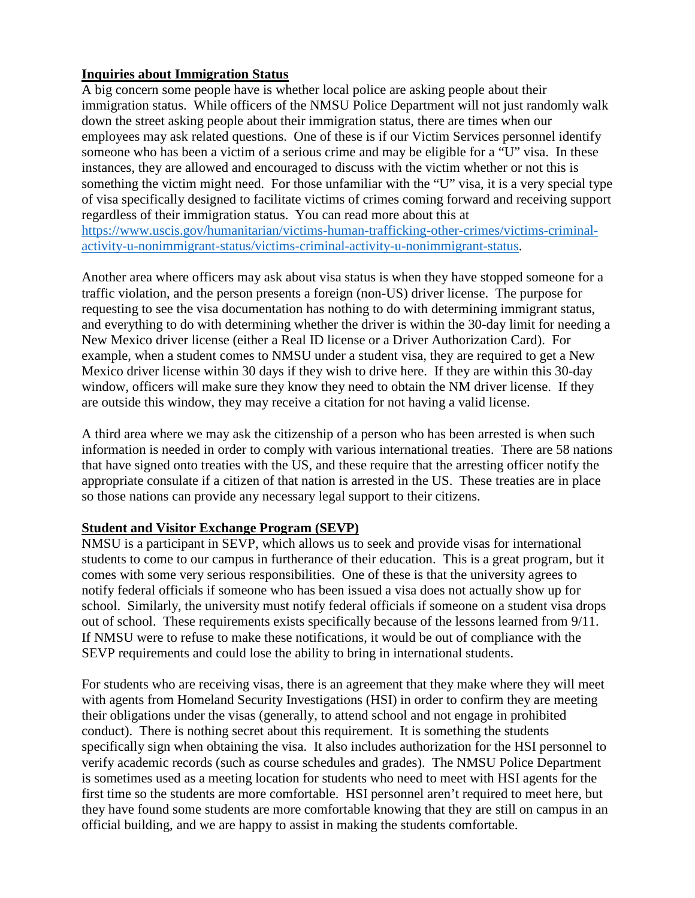**Inquiries about Immigration Status**

A big concern some people have is whether local police are asking people about their immigration status. While officers of the NMSU Police Department will not just randomly walk down the street asking people about their immigration status, there are times when our employees may ask related questions. One of these is if our Victim Services personnel identify someone who has been a victim of a serious crime and may be eligible for a "U" visa. In these instances, they are allowed and encouraged to discuss with the victim whether or not this is something the victim might need. For those unfamiliar with the "U" visa, it is a very special type of visa specifically designed to facilitate victims of crimes coming forward and receiving support regardless of their immigration status. You can read more about this at [https://www.uscis.gov/humanitarian/victims-human-trafficking-other-crimes/victims-criminal-activity-u-nonimmigrant-status/victims-criminal-activity-u-nonimmigrant-status](https://www.uscis.gov/humanitarian/victims-human-trafficking-other-crimes/victims-criminal-activity-u-nonimmigrant-status/victims-criminal-activity-u-nonimmigrant-status).

Another area where officers may ask about visa status is when they have stopped someone for a traffic violation, and the person presents a foreign (non-US) driver license. The purpose for requesting to see the visa documentation has nothing to do with determining immigrant status, and everything to do with determining whether the driver is within the 30-day limit for needing a New Mexico driver license (either a Real ID license or a Driver Authorization Card). For example, when a student comes to NMSU under a student visa, they are required to get a New Mexico driver license within 30 days if they wish to drive here. If they are within this 30-day window, officers will make sure they know they need to obtain the NM driver license. If they are outside this window, they may receive a citation for not having a valid license.

A third area where we may ask the citizenship of a person who has been arrested is when such information is needed in order to comply with various international treaties. There are 58 nations that have signed onto treaties with the US, and these require that the arresting officer notify the appropriate consulate if a citizen of that nation is arrested in the US. These treaties are in place so those nations can provide any necessary legal support to their citizens.

**Student and Visitor Exchange Program (SEVP)**

NMSU is a participant in SEVP, which allows us to seek and provide visas for international students to come to our campus in furtherance of their education. This is a great program, but it comes with some very serious responsibilities. One of these is that the university agrees to notify federal officials if someone who has been issued a visa does not actually show up for school. Similarly, the university must notify federal officials if someone on a student visa drops out of school. These requirements exists specifically because of the lessons learned from 9/11. If NMSU were to refuse to make these notifications, it would be out of compliance with the SEVP requirements and could lose the ability to bring in international students.

For students who are receiving visas, there is an agreement that they make where they will meet with agents from Homeland Security Investigations (HSI) in order to confirm they are meeting their obligations under the visas (generally, to attend school and not engage in prohibited conduct). There is nothing secret about this requirement. It is something the students specifically sign when obtaining the visa. It also includes authorization for the HSI personnel to verify academic records (such as course schedules and grades). The NMSU Police Department is sometimes used as a meeting location for students who need to meet with HSI agents for the first time so the students are more comfortable. HSI personnel aren't required to meet here, but they have found some students are more comfortable knowing that they are still on campus in an official building, and we are happy to assist in making the students comfortable.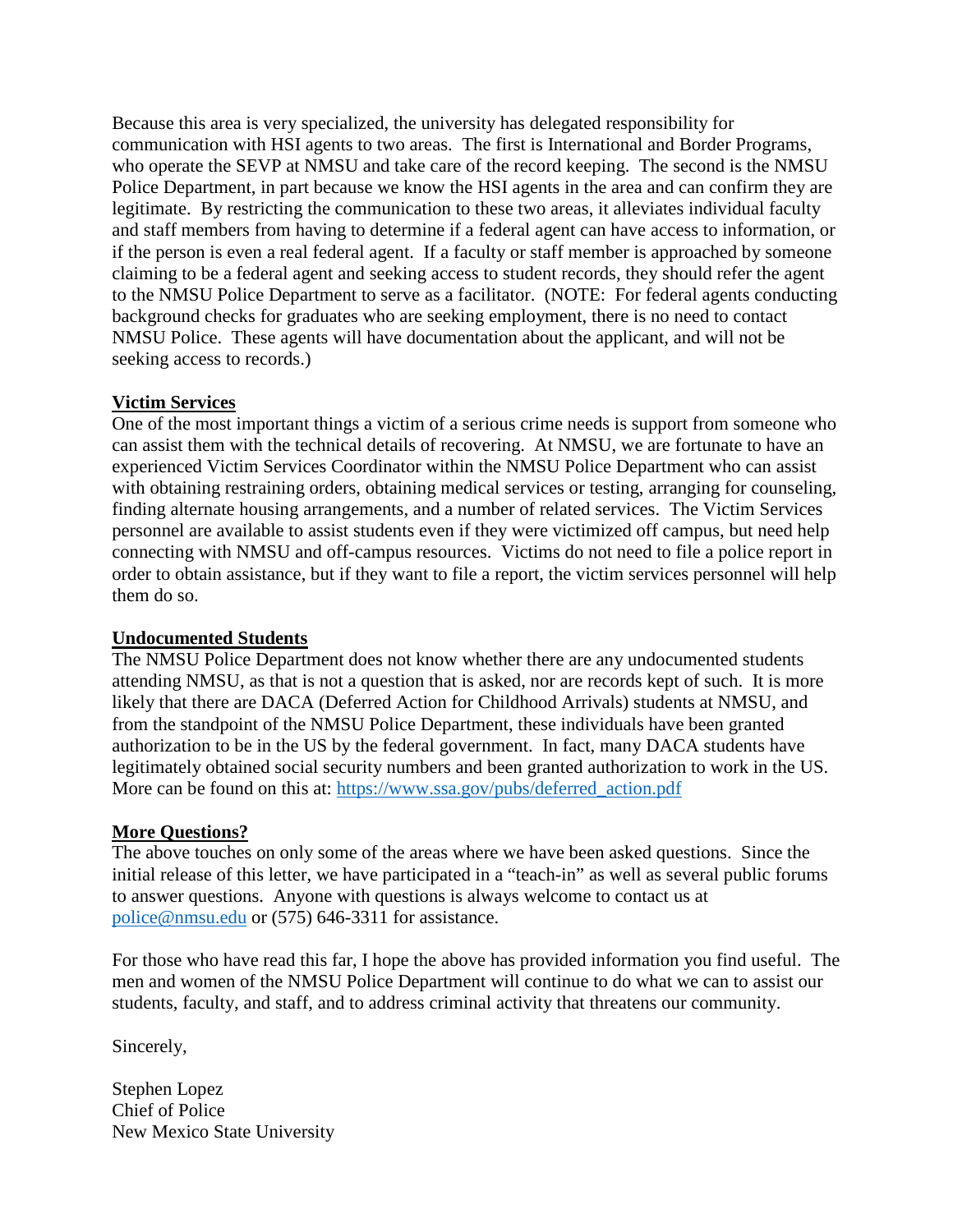Because this area is very specialized, the university has delegated responsibility for communication with HSI agents to two areas. The first is International and Border Programs, who operate the SEVP at NMSU and take care of the record keeping. The second is the NMSU Police Department, in part because we know the HSI agents in the area and can confirm they are legitimate. By restricting the communication to these two areas, it alleviates individual faculty and staff members from having to determine if a federal agent can have access to information, or if the person is even a real federal agent. If a faculty or staff member is approached by someone claiming to be a federal agent and seeking access to student records, they should refer the agent to the NMSU Police Department to serve as a facilitator. (NOTE: For federal agents conducting background checks for graduates who are seeking employment, there is no need to contact NMSU Police. These agents will have documentation about the applicant, and will not be seeking access to records.)

## Victim Services

One of the most important things a victim of a serious crime needs is support from someone who can assist them with the technical details of recovering. At NMSU, we are fortunate to have an experienced Victim Services Coordinator within the NMSU Police Department who can assist with obtaining restraining orders, obtaining medical services or testing, arranging for counseling, finding alternate housing arrangements, and a number of related services. The Victim Services personnel are available to assist students even if they were victimized off campus, but need help connecting with NMSU and off-campus resources. Victims do not need to file a police report in order to obtain assistance, but if they want to file a report, the victim services personnel will help them do so.

## Undocumented Students

The NMSU Police Department does not know whether there are any undocumented students attending NMSU, as that is not a question that is asked, nor are records kept of such. It is more likely that there are DACA (Deferred Action for Childhood Arrivals) students at NMSU, and from the standpoint of the NMSU Police Department, these individuals have been granted authorization to be in the US by the federal government. In fact, many DACA students have legitimately obtained social security numbers and been granted authorization to work in the US. More can be found on this at: [https://www.ssa.gov/pubs/deferred_action.pdf](https://www.ssa.gov/pubs/deferred_action.pdf)

## More Questions?

The above touches on only some of the areas where we have been asked questions. Since the initial release of this letter, we have participated in a "teach-in" as well as several public forums to answer questions. Anyone with questions is always welcome to contact us at [police@nmsu.edu](mailto:police@nmsu.edu) or (575) 646-3311 for assistance.

For those who have read this far, I hope the above has provided information you find useful. The men and women of the NMSU Police Department will continue to do what we can to assist our students, faculty, and staff, and to address criminal activity that threatens our community.

Sincerely,

Stephen Lopez
Chief of Police
New Mexico State University